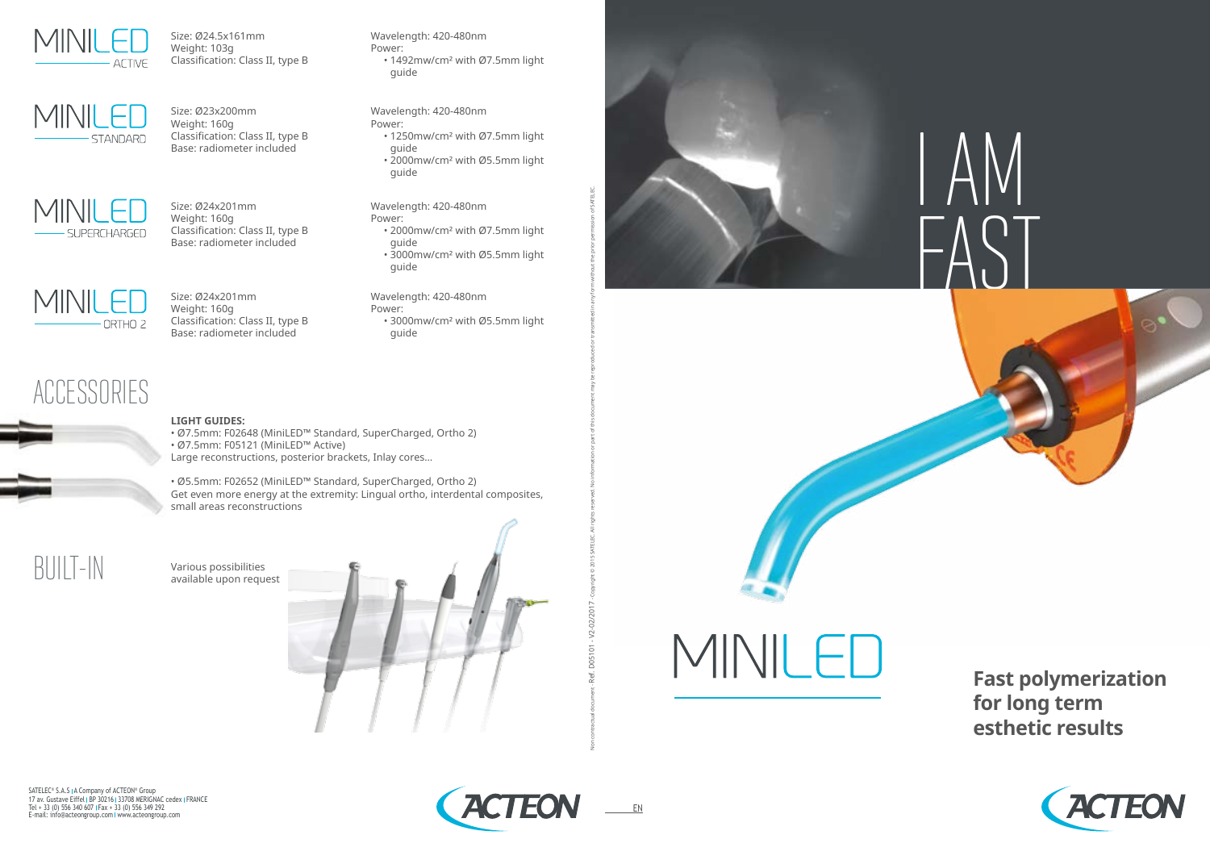## MINILED ACTIVE

Size: Ø24.5x161mm
Weight: 103g
Classification: Class II, type B

Wavelength: 420-480nm
Power:
- 1492mw/cm² with Ø7.5mm light guide

## MINILED STANDARD

Size: Ø23x200mm
Weight: 160g
Classification: Class II, type B
Base: radiometer included

Wavelength: 420-480nm
Power:
- 1250mw/cm² with Ø7.5mm light guide
- 2000mw/cm² with Ø5.5mm light guide

## MINILED SUPERCHARGED

Size: Ø24x201mm
Weight: 160g
Classification: Class II, type B
Base: radiometer included

Wavelength: 420-480nm
Power:
- 2000mw/cm² with Ø7.5mm light guide
- 3000mw/cm² with Ø5.5mm light guide

## MINILED ORTHO 2

Size: Ø24x201mm
Weight: 160g
Classification: Class II, type B
Base: radiometer included

Wavelength: 420-480nm
Power:
- 3000mw/cm² with Ø5.5mm light guide

# ACCESSORIES

**LIGHT GUIDES:**
- Ø7.5mm: F02648 (MiniLED™ Standard, SuperCharged, Ortho 2)
- Ø7.5mm: F05121 (MiniLED™ Active)

Large reconstructions, posterior brackets, Inlay cores...

- Ø5.5mm: F02652 (MiniLED™ Standard, SuperCharged, Ortho 2)

Get even more energy at the extremity: Lingual ortho, interdental composites, small areas reconstructions

# BUILT-IN

Various possibilities available upon request

Non contractual document - Ref. D05101 - V2-02/2017 - Copyright © 2015 SATELEC. All rights reserved. No information or part of this document may be reproduced or transmitted in any form without the prior permission of SATELEC.

SATELEC® S.A.S | A Company of ACTEON® Group
17 av. Gustave Eiffel | BP 30216 | 33708 MERIGNAC cedex | FRANCE
Tel + 33 (0) 556 340 607 | Fax + 33 (0) 556 349 292
E-mail: info@acteongroup.com | www.acteongroup.com

ACTEON

EN

# I AM FAST

# MINILED

**Fast polymerization for long term esthetic results**

ACTEON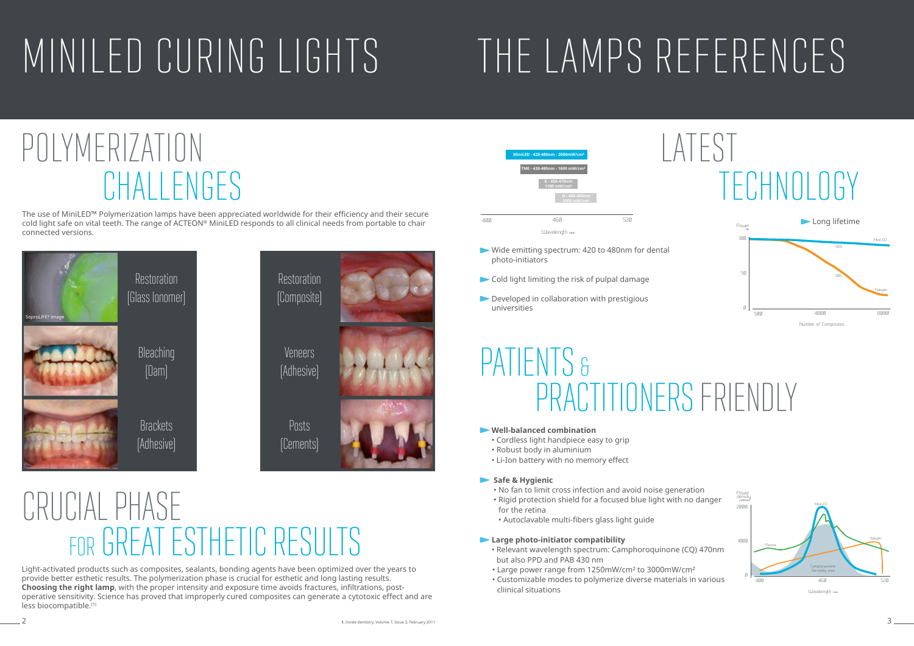# MINILED CURING LIGHTS

## POLYMERIZATION CHALLENGES

The use of MiniLED™ Polymerization lamps have been appreciated worldwide for their efficiency and their secure cold light safe on vital teeth. The range of ACTEON® MiniLED responds to all clinical needs from portable to chair connected versions.

SoproLIFE® image

Restoration (Glass Ionomer)

Bleaching (Dam)

Brackets (Adhesive)

Restoration (Composite)

Veneers (Adhesive)

Posts (Cements)

## CRUCIAL PHASE FOR GREAT ESTHETIC RESULTS

Light-activated products such as composites, sealants, bonding agents have been optimized over the years to provide better esthetic results. The polymerization phase is crucial for esthetic and long lasting results. **Choosing the right lamp**, with the proper intensity and exposure time avoids fractures, infiltrations, post-operative sensitivity. Science has proved that improperly cured composites can generate a cytotoxic effect and are less biocompatible.[1]

1. Inside dentistry, Volume 7, Issue 2, February 2011

# THE LAMPS REFERENCES

## LATEST TECHNOLOGY

MiniLED - 420-480nm - 2000mW/cm²

TME - 430-480nm - 1600 mW/cm²

K - 450-470nm 1100 mW/cm²

D - 460-490nm 1000 mW/cm²

400 460 520

Wavelength (nm)

- Wide emitting spectrum: 420 to 480nm for dental photo-initiators
- Cold light limiting the risk of pulpal damage
- Developed in collaboration with prestigious universities

Long lifetime

Power (%): 100, 50, 0 — MiniLED, 96%, 50%, Halogen — Number of Composites: 500, 4000, 6000

## PATIENTS & PRACTITIONERS FRIENDLY

**Well-balanced combination**
- Cordless light handpiece easy to grip
- Robust body in aluminium
- Li-Ion battery with no memory effect

**Safe & Hygienic**
- No fan to limit cross infection and avoid noise generation
- Rigid protection shield for a focused blue light with no danger for the retina
- Autoclavable multi-fibers glass light guide

**Large photo-initiator compatibility**
- Relevant wavelength spectrum: Camphoroquinone (CQ) 470nm but also PPD and PAB 430 nm
- Large power range from 1250mW/cm² to 3000mW/cm²
- Customizable modes to polymerize diverse materials in various cliinical situations

Power density (mW/cm²): 2000, 1000, 0 — MiniLED, Plasma, Halogen, Camphoroquinone Sensitivity area — Wavelength (nm): 400, 460, 520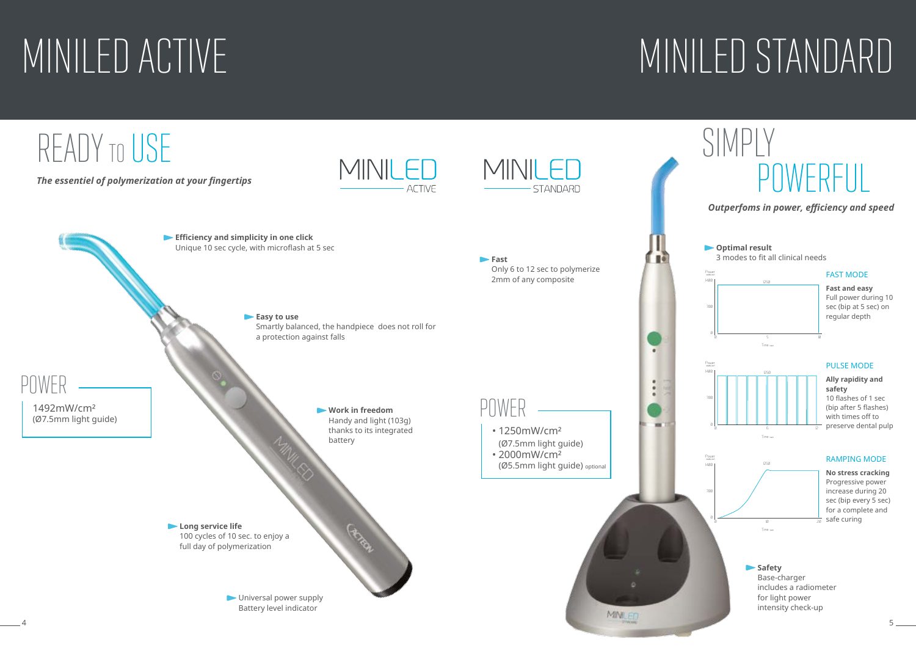# MINILED ACTIVE

## READY TO USE

***The essentiel of polymerization at your fingertips***

MINILED ACTIVE

**Efficiency and simplicity in one click**
Unique 10 sec cycle, with microflash at 5 sec

**Easy to use**
Smartly balanced, the handpiece does not roll for a protection against falls

**Work in freedom**
Handy and light (103g) thanks to its integrated battery

**Long service life**
100 cycles of 10 sec. to enjoy a full day of polymerization

Universal power supply
Battery level indicator

### POWER

1492mW/cm²
(Ø7.5mm light guide)

# MINILED STANDARD

## SIMPLY POWERFUL

***Outperfoms in power, efficiency and speed***

MINILED STANDARD

**Fast**
Only 6 to 12 sec to polymerize 2mm of any composite

### POWER

- 1250mW/cm²
  (Ø7.5mm light guide)
- 2000mW/cm²
  (Ø5.5mm light guide) optional

**Optimal result**
3 modes to fit all clinical needs

FAST MODE

**Fast and easy**
Full power during 10 sec (bip at 5 sec) on regular depth

PULSE MODE

**Ally rapidity and safety**
10 flashes of 1 sec (bip after 5 flashes) with times off to preserve dental pulp

RAMPING MODE

**No stress cracking**
Progressive power increase during 20 sec (bip every 5 sec) for a complete and safe curing

**Safety**
Base-charger includes a radiometer for light power intensity check-up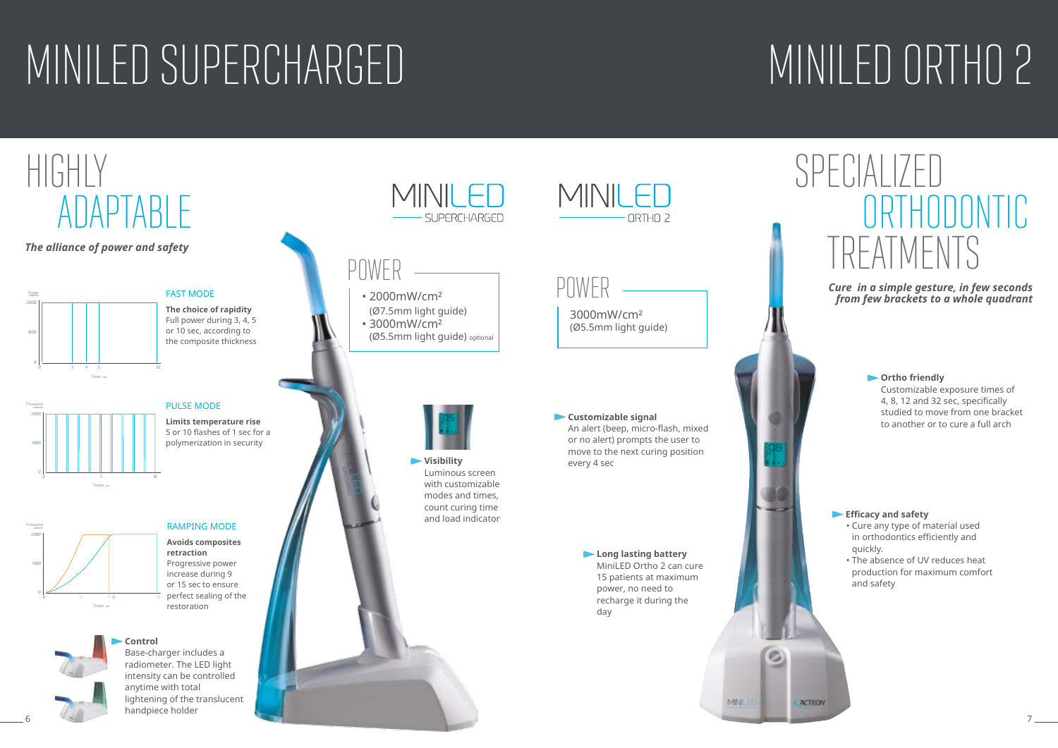# MINILED SUPERCHARGED

## HIGHLY ADAPTABLE

***The alliance of power and safety***

Power
2000
1000
0
0 3 4 5 10
Times

### FAST MODE

**The choice of rapidity**
Full power during 3, 4, 5 or 10 sec, according to the composite thickness

Puissance
2000
1000
0
0 5 10
Temps

### PULSE MODE

**Limits temperature rise**
5 or 10 flashes of 1 sec for a polymerization in security

Puissance
2000
1000
0
Temps

### RAMPING MODE

**Avoids composites retraction**
Progressive power increase during 9 or 15 sec to ensure perfect sealing of the restoration

**Control**
Base-charger includes a radiometer. The LED light intensity can be controlled anytime with total lightening of the translucent handpiece holder

MINILED SUPERCHARGED

### POWER

- 2000mW/cm²
  (Ø7.5mm light guide)
- 3000mW/cm²
  (Ø5.5mm light guide) optional

**Visibility**
Luminous screen with customizable modes and times, count curing time and load indicator

# MINILED ORTHO 2

MINILED ORTHO 2

### POWER

3000mW/cm²
(Ø5.5mm light guide)

**Customizable signal**
An alert (beep, micro-flash, mixed or no alert) prompts the user to move to the next curing position every 4 sec

**Long lasting battery**
MiniLED Ortho 2 can cure 15 patients at maximum power, no need to recharge it during the day

## SPECIALIZED ORTHODONTIC TREATMENTS

***Cure in a simple gesture, in few seconds from few brackets to a whole quadrant***

**Ortho friendly**
Customizable exposure times of 4, 8, 12 and 32 sec, specifically studied to move from one bracket to another or to cure a full arch

**Efficacy and safety**
- Cure any type of material used in orthodontics efficiently and quickly.
- The absence of UV reduces heat production for maximum comfort and safety